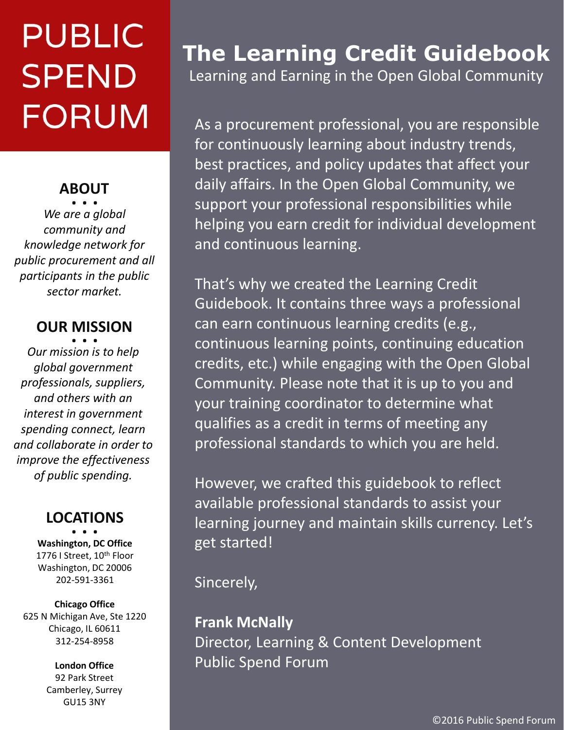# PUBLIC SPEND FORUM

## ABOUT

*We are a global community and knowledge network for public procurement and all participants in the public sector market.*

## OUR MISSION

*Our mission is to help global government professionals, suppliers, and others with an interest in government spending connect, learn and collaborate in order to improve the effectiveness of public spending.*

## LOCATIONS

**Washington, DC Office**
1776 I Street, 10th Floor
Washington, DC 20006
202-591-3361

**Chicago Office**
625 N Michigan Ave, Ste 1220
Chicago, IL 60611
312-254-8958

**London Office**
92 Park Street
Camberley, Surrey
GU15 3NY

# The Learning Credit Guidebook

Learning and Earning in the Open Global Community

As a procurement professional, you are responsible for continuously learning about industry trends, best practices, and policy updates that affect your daily affairs. In the Open Global Community, we support your professional responsibilities while helping you earn credit for individual development and continuous learning.

That's why we created the Learning Credit Guidebook. It contains three ways a professional can earn continuous learning credits (e.g., continuous learning points, continuing education credits, etc.) while engaging with the Open Global Community. Please note that it is up to you and your training coordinator to determine what qualifies as a credit in terms of meeting any professional standards to which you are held.

However, we crafted this guidebook to reflect available professional standards to assist your learning journey and maintain skills currency. Let's get started!

Sincerely,

**Frank McNally**
Director, Learning & Content Development
Public Spend Forum

©2016 Public Spend Forum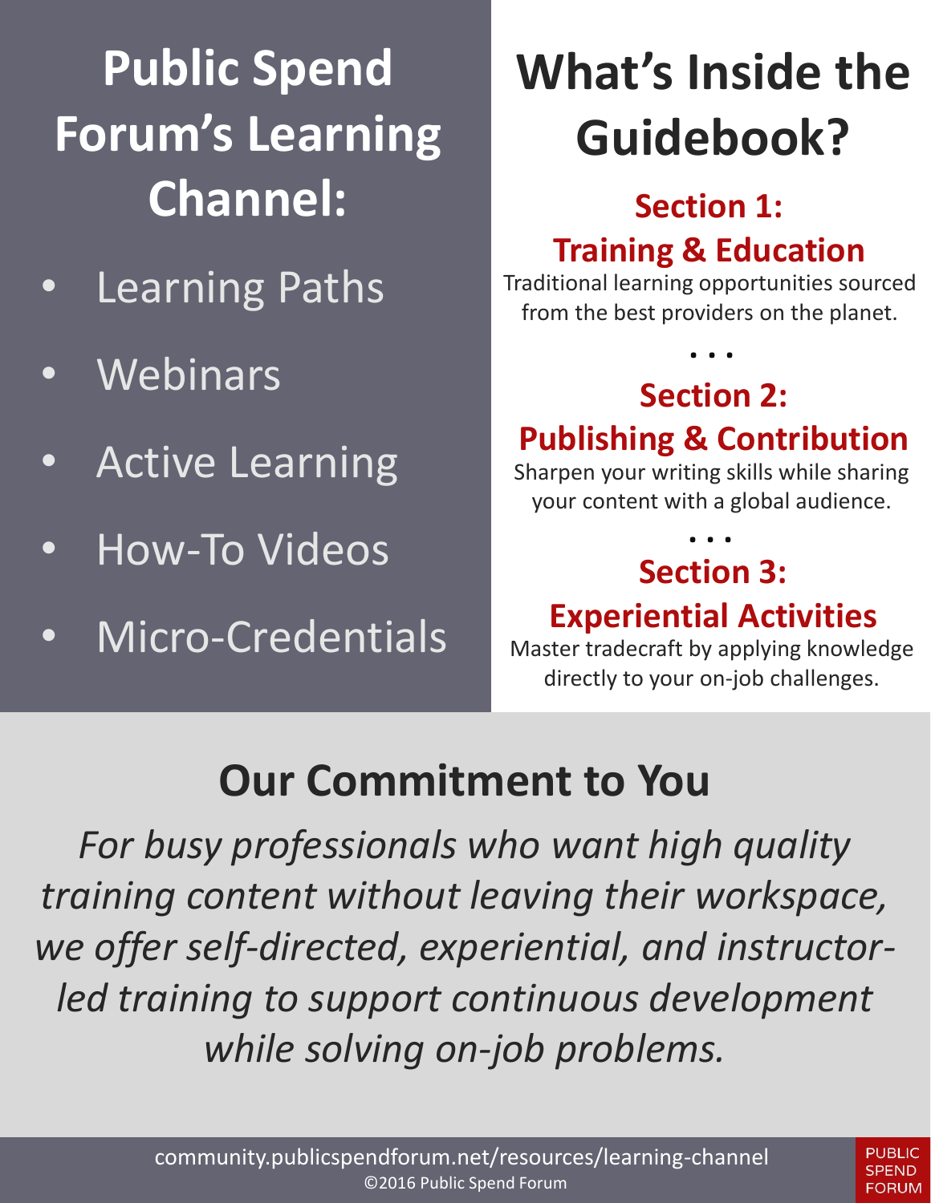## Public Spend Forum's Learning Channel:

- Learning Paths
- Webinars
- Active Learning
- How-To Videos
- Micro-Credentials

# What's Inside the Guidebook?

### Section 1: Training & Education

Traditional learning opportunities sourced from the best providers on the planet.

...

### Section 2: Publishing & Contribution

Sharpen your writing skills while sharing your content with a global audience.

...

### Section 3: Experiential Activities

Master tradecraft by applying knowledge directly to your on-job challenges.

## Our Commitment to You

*For busy professionals who want high quality training content without leaving their workspace, we offer self-directed, experiential, and instructor-led training to support continuous development while solving on-job problems.*

community.publicspendforum.net/resources/learning-channel
©2016 Public Spend Forum

PUBLIC SPEND FORUM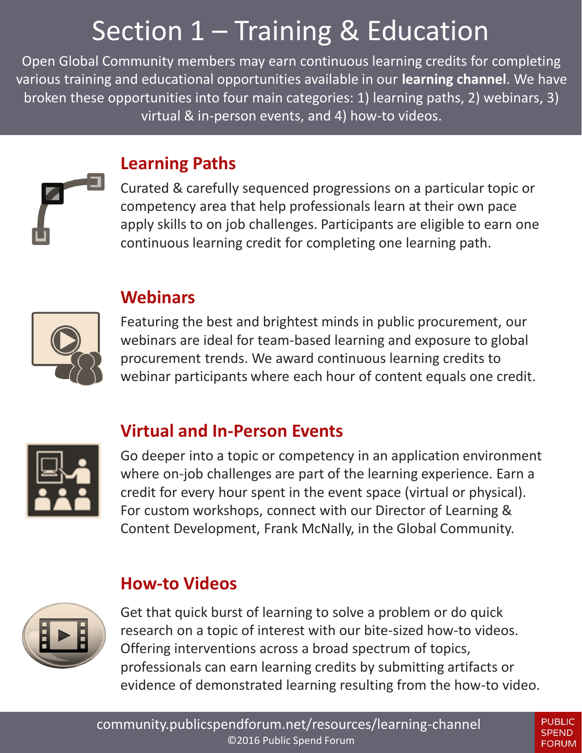# Section 1 – Training & Education

Open Global Community members may earn continuous learning credits for completing various training and educational opportunities available in our **learning channel**. We have broken these opportunities into four main categories: 1) learning paths, 2) webinars, 3) virtual & in-person events, and 4) how-to videos.

## Learning Paths

Curated & carefully sequenced progressions on a particular topic or competency area that help professionals learn at their own pace apply skills to on job challenges. Participants are eligible to earn one continuous learning credit for completing one learning path.

## Webinars

Featuring the best and brightest minds in public procurement, our webinars are ideal for team-based learning and exposure to global procurement trends. We award continuous learning credits to webinar participants where each hour of content equals one credit.

## Virtual and In-Person Events

Go deeper into a topic or competency in an application environment where on-job challenges are part of the learning experience. Earn a credit for every hour spent in the event space (virtual or physical). For custom workshops, connect with our Director of Learning & Content Development, Frank McNally, in the Global Community.

## How-to Videos

Get that quick burst of learning to solve a problem or do quick research on a topic of interest with our bite-sized how-to videos. Offering interventions across a broad spectrum of topics, professionals can earn learning credits by submitting artifacts or evidence of demonstrated learning resulting from the how-to video.

community.publicspendforum.net/resources/learning-channel

©2016 Public Spend Forum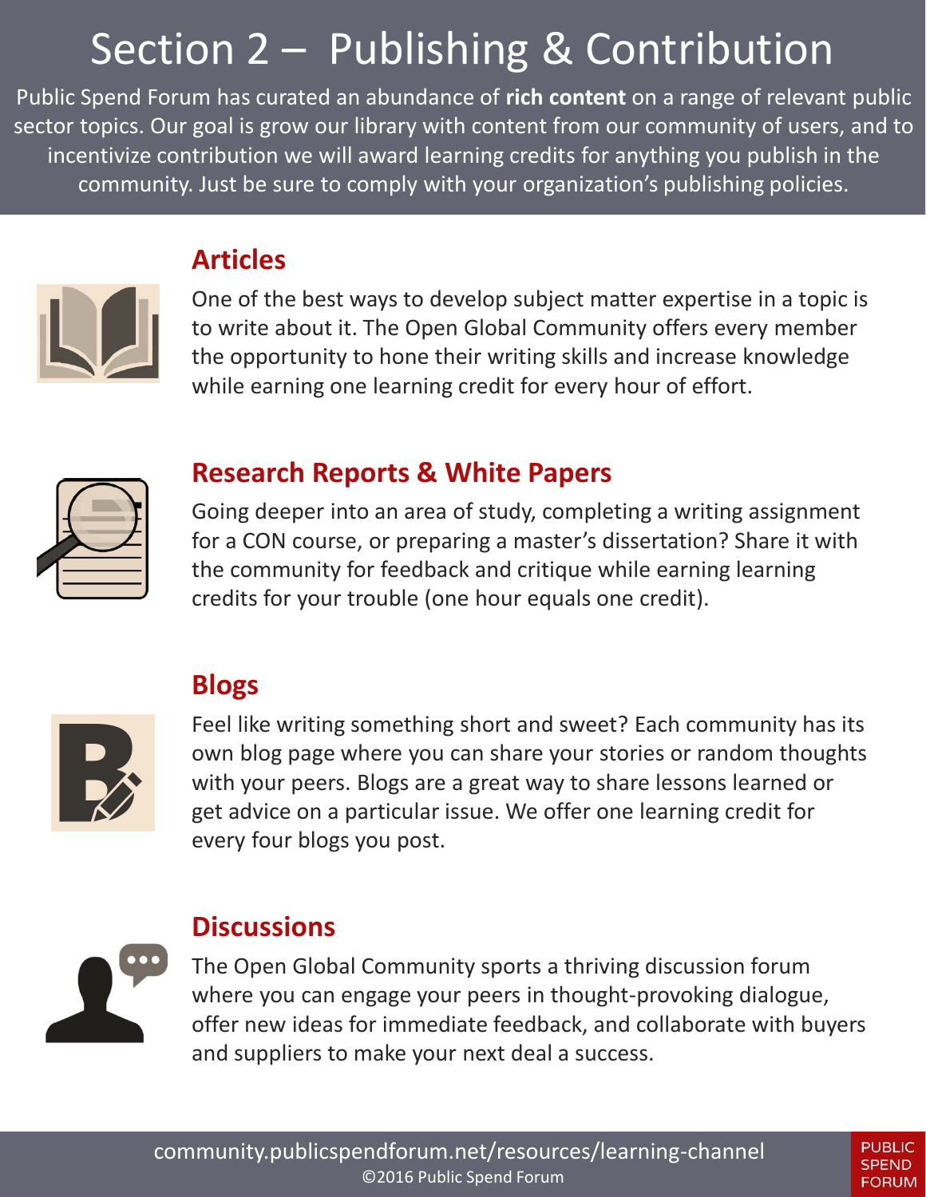# Section 2 – Publishing & Contribution

Public Spend Forum has curated an abundance of **rich content** on a range of relevant public sector topics. Our goal is grow our library with content from our community of users, and to incentivize contribution we will award learning credits for anything you publish in the community. Just be sure to comply with your organization's publishing policies.

## Articles

One of the best ways to develop subject matter expertise in a topic is to write about it. The Open Global Community offers every member the opportunity to hone their writing skills and increase knowledge while earning one learning credit for every hour of effort.

## Research Reports & White Papers

Going deeper into an area of study, completing a writing assignment for a CON course, or preparing a master's dissertation? Share it with the community for feedback and critique while earning learning credits for your trouble (one hour equals one credit).

## Blogs

Feel like writing something short and sweet? Each community has its own blog page where you can share your stories or random thoughts with your peers. Blogs are a great way to share lessons learned or get advice on a particular issue. We offer one learning credit for every four blogs you post.

## Discussions

The Open Global Community sports a thriving discussion forum where you can engage your peers in thought-provoking dialogue, offer new ideas for immediate feedback, and collaborate with buyers and suppliers to make your next deal a success.

community.publicspendforum.net/resources/learning-channel

©2016 Public Spend Forum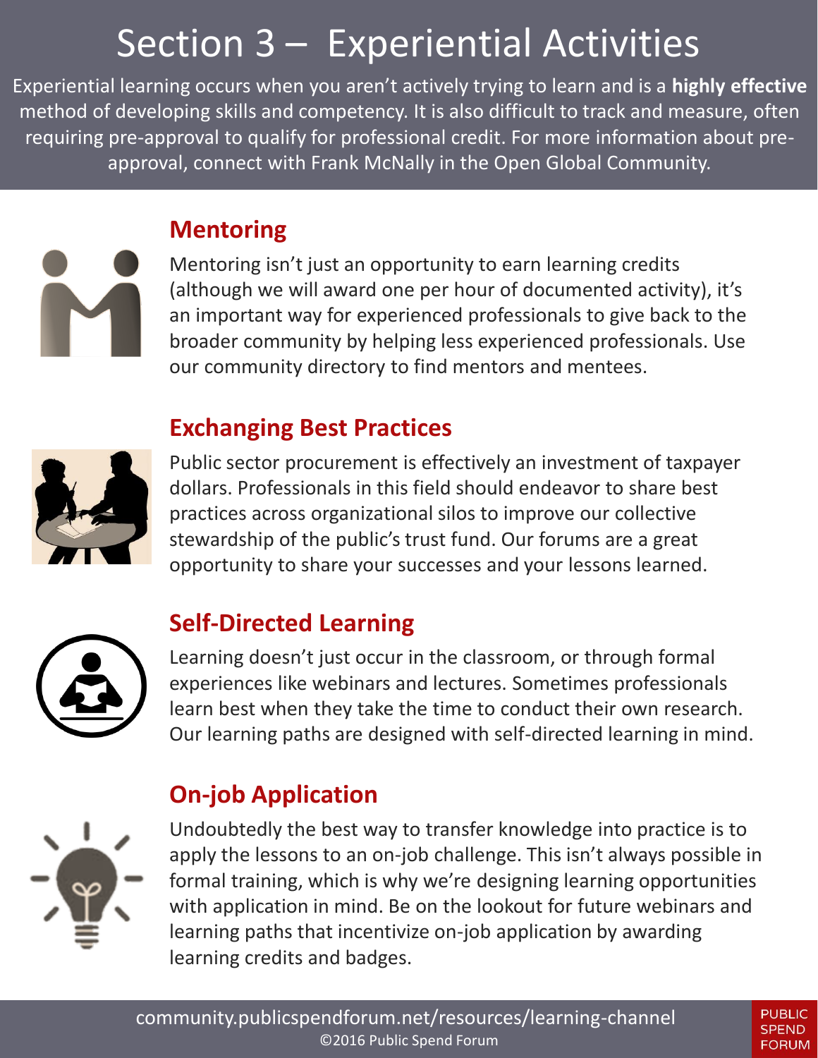# Section 3 – Experiential Activities

Experiential learning occurs when you aren't actively trying to learn and is a **highly effective** method of developing skills and competency. It is also difficult to track and measure, often requiring pre-approval to qualify for professional credit. For more information about pre-approval, connect with Frank McNally in the Open Global Community.

## Mentoring

Mentoring isn't just an opportunity to earn learning credits (although we will award one per hour of documented activity), it's an important way for experienced professionals to give back to the broader community by helping less experienced professionals. Use our community directory to find mentors and mentees.

## Exchanging Best Practices

Public sector procurement is effectively an investment of taxpayer dollars. Professionals in this field should endeavor to share best practices across organizational silos to improve our collective stewardship of the public's trust fund. Our forums are a great opportunity to share your successes and your lessons learned.

## Self-Directed Learning

Learning doesn't just occur in the classroom, or through formal experiences like webinars and lectures. Sometimes professionals learn best when they take the time to conduct their own research. Our learning paths are designed with self-directed learning in mind.

## On-job Application

Undoubtedly the best way to transfer knowledge into practice is to apply the lessons to an on-job challenge. This isn't always possible in formal training, which is why we're designing learning opportunities with application in mind. Be on the lookout for future webinars and learning paths that incentivize on-job application by awarding learning credits and badges.

community.publicspendforum.net/resources/learning-channel

©2016 Public Spend Forum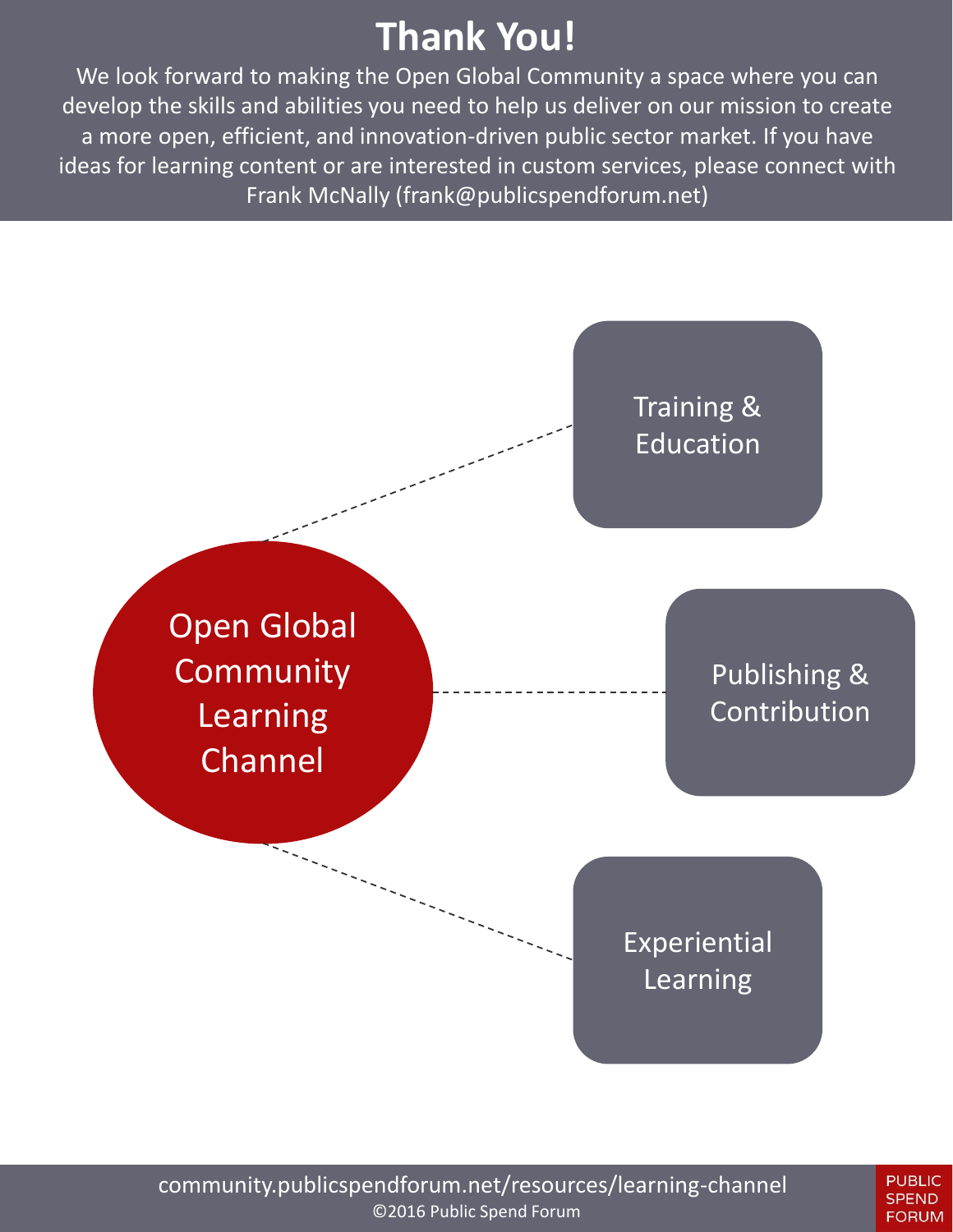# Thank You!

We look forward to making the Open Global Community a space where you can develop the skills and abilities you need to help us deliver on our mission to create a more open, efficient, and innovation-driven public sector market. If you have ideas for learning content or are interested in custom services, please connect with Frank McNally (frank@publicspendforum.net)

Open Global Community Learning Channel

Training & Education

Publishing & Contribution

Experiential Learning

community.publicspendforum.net/resources/learning-channel

©2016 Public Spend Forum

PUBLIC SPEND FORUM